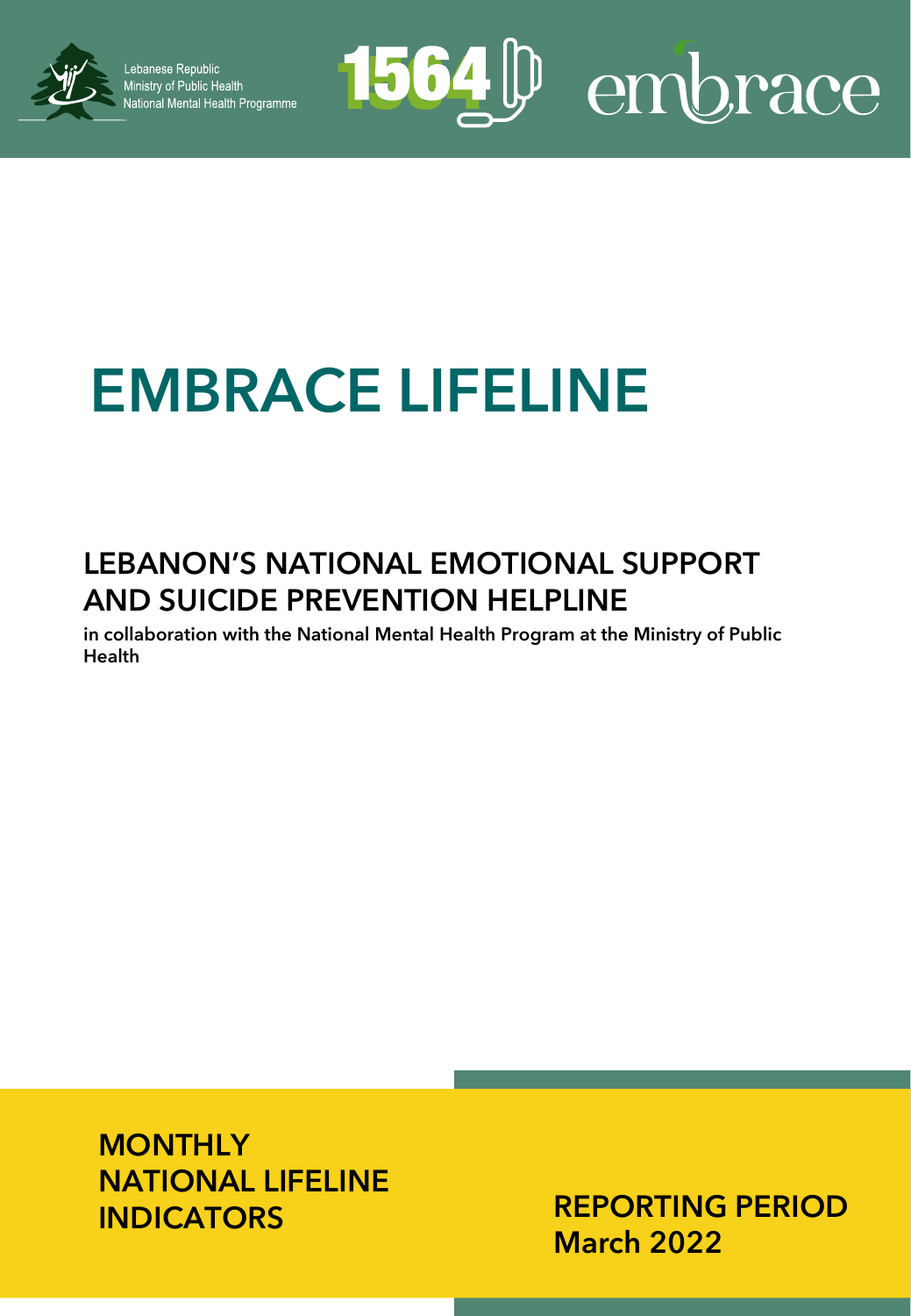Lebanese Republic
Ministry of Public Health
National Mental Health Programme

1564 embrace

# EMBRACE LIFELINE

## LEBANON'S NATIONAL EMOTIONAL SUPPORT AND SUICIDE PREVENTION HELPLINE

**in collaboration with the National Mental Health Program at the Ministry of Public Health**

**MONTHLY NATIONAL LIFELINE INDICATORS**

**REPORTING PERIOD**
**March 2022**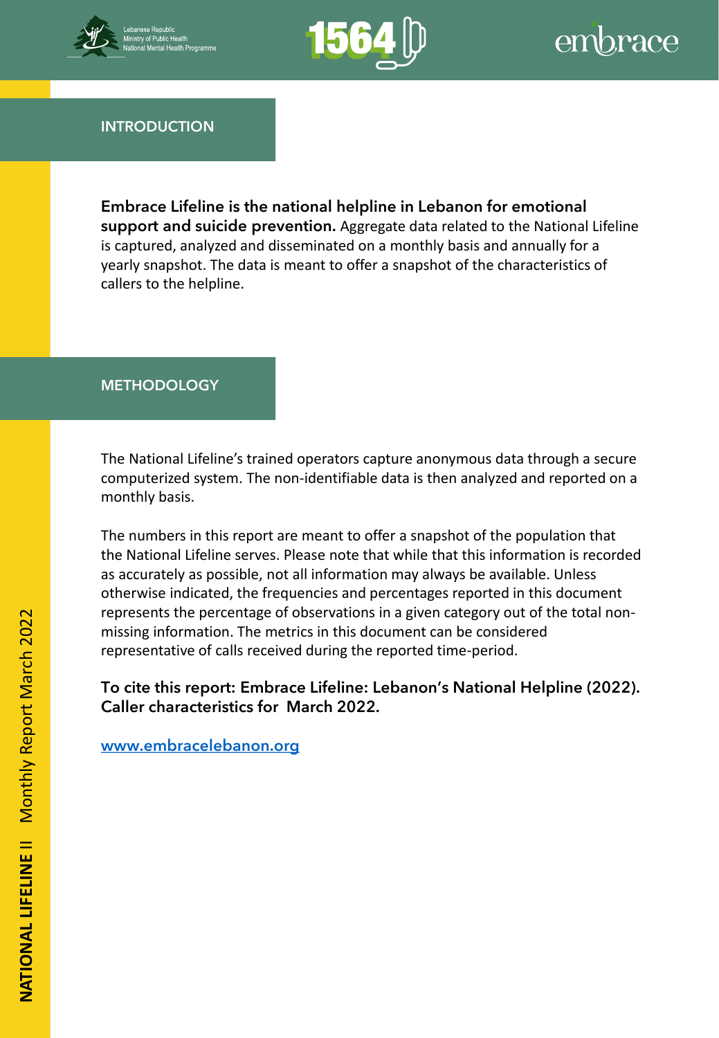## INTRODUCTION

**Embrace Lifeline is the national helpline in Lebanon for emotional support and suicide prevention.** Aggregate data related to the National Lifeline is captured, analyzed and disseminated on a monthly basis and annually for a yearly snapshot. The data is meant to offer a snapshot of the characteristics of callers to the helpline.

## METHODOLOGY

The National Lifeline's trained operators capture anonymous data through a secure computerized system. The non-identifiable data is then analyzed and reported on a monthly basis.

The numbers in this report are meant to offer a snapshot of the population that the National Lifeline serves. Please note that while that this information is recorded as accurately as possible, not all information may always be available. Unless otherwise indicated, the frequencies and percentages reported in this document represents the percentage of observations in a given category out of the total non-missing information. The metrics in this document can be considered representative of calls received during the reported time-period.

**To cite this report: Embrace Lifeline: Lebanon's National Helpline (2022). Caller characteristics for March 2022.**

[www.embracelebanon.org](http://www.embracelebanon.org)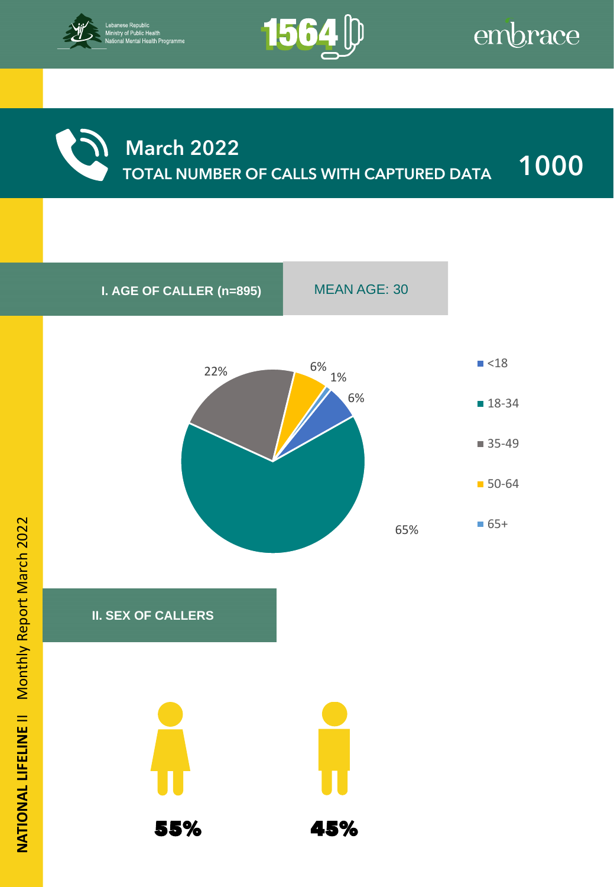## March 2022

**TOTAL NUMBER OF CALLS WITH CAPTURED DATA** 1000

### I. AGE OF CALLER (n=895)

MEAN AGE: 30

| Age group | Percentage |
|---|---|
| <18 | 6% |
| 18-34 | 65% |
| 35-49 | 22% |
| 50-64 | 6% |
| 65+ | 1% |

### II. SEX OF CALLERS

| Female | Male |
|---|---|
| 55% | 45% |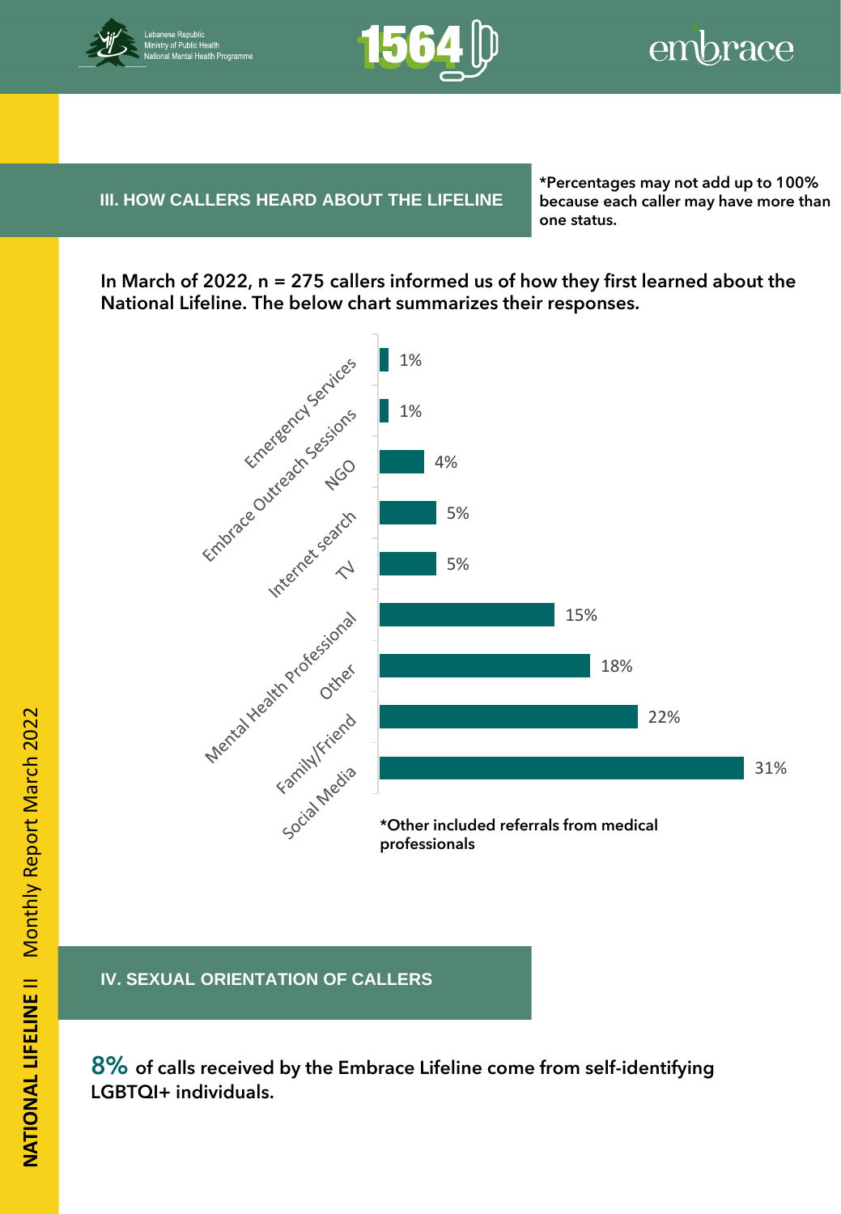## III. HOW CALLERS HEARD ABOUT THE LIFELINE

**\*Percentages may not add up to 100% because each caller may have more than one status.**

**In March of 2022, n = 275 callers informed us of how they first learned about the National Lifeline. The below chart summarizes their responses.**

| Source | Percentage |
| --- | --- |
| Emergency Services | 1% |
| Embrace Outreach Sessions | 1% |
| NGO | 4% |
| Internet search | 5% |
| TV | 5% |
| Mental Health Professional | 15% |
| Other | 18% |
| Family/Friend | 22% |
| Social Media | 31% |

**\*Other included referrals from medical professionals**

## IV. SEXUAL ORIENTATION OF CALLERS

**8% of calls received by the Embrace Lifeline come from self-identifying LGBTQI+ individuals.**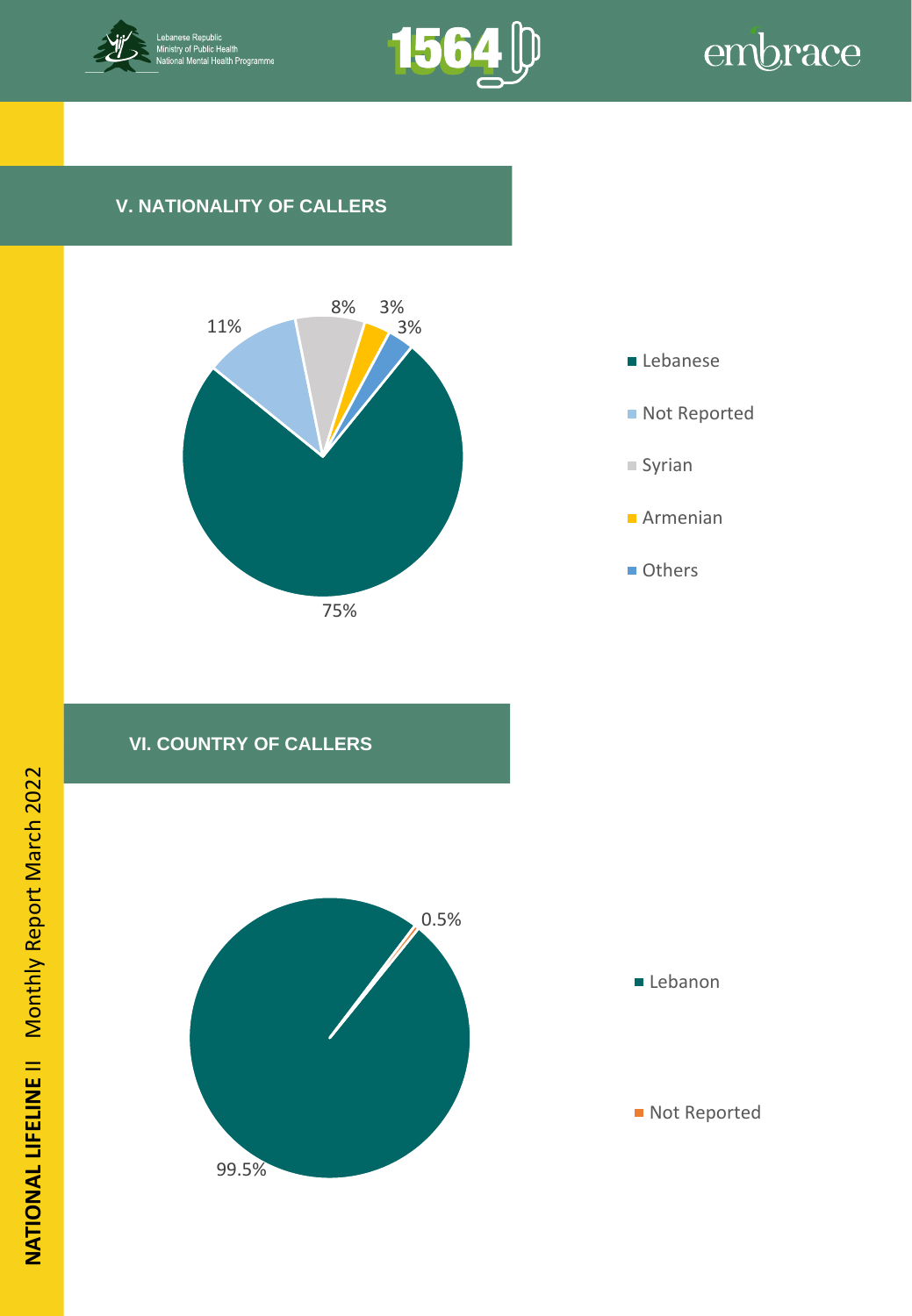## V. NATIONALITY OF CALLERS

| Nationality | Percentage |
| --- | --- |
| Lebanese | 75% |
| Not Reported | 11% |
| Syrian | 8% |
| Armenian | 3% |
| Others | 3% |

## VI. COUNTRY OF CALLERS

| Country | Percentage |
| --- | --- |
| Lebanon | 99.5% |
| Not Reported | 0.5% |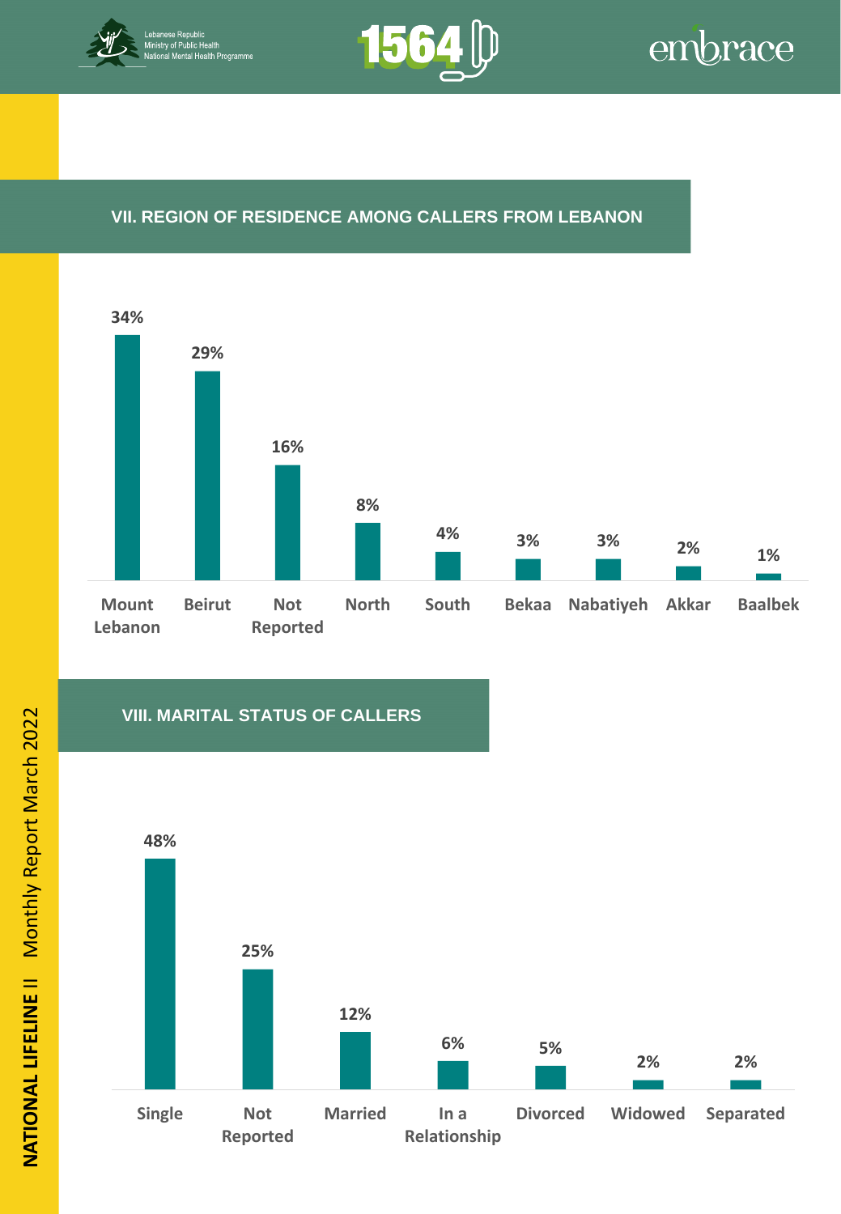## VII. REGION OF RESIDENCE AMONG CALLERS FROM LEBANON

| Region | Percentage |
|---|---|
| Mount Lebanon | 34% |
| Beirut | 29% |
| Not Reported | 16% |
| North | 8% |
| South | 4% |
| Bekaa | 3% |
| Nabatiyeh | 3% |
| Akkar | 2% |
| Baalbek | 1% |

## VIII. MARITAL STATUS OF CALLERS

| Marital Status | Percentage |
|---|---|
| Single | 48% |
| Not Reported | 25% |
| Married | 12% |
| In a Relationship | 6% |
| Divorced | 5% |
| Widowed | 2% |
| Separated | 2% |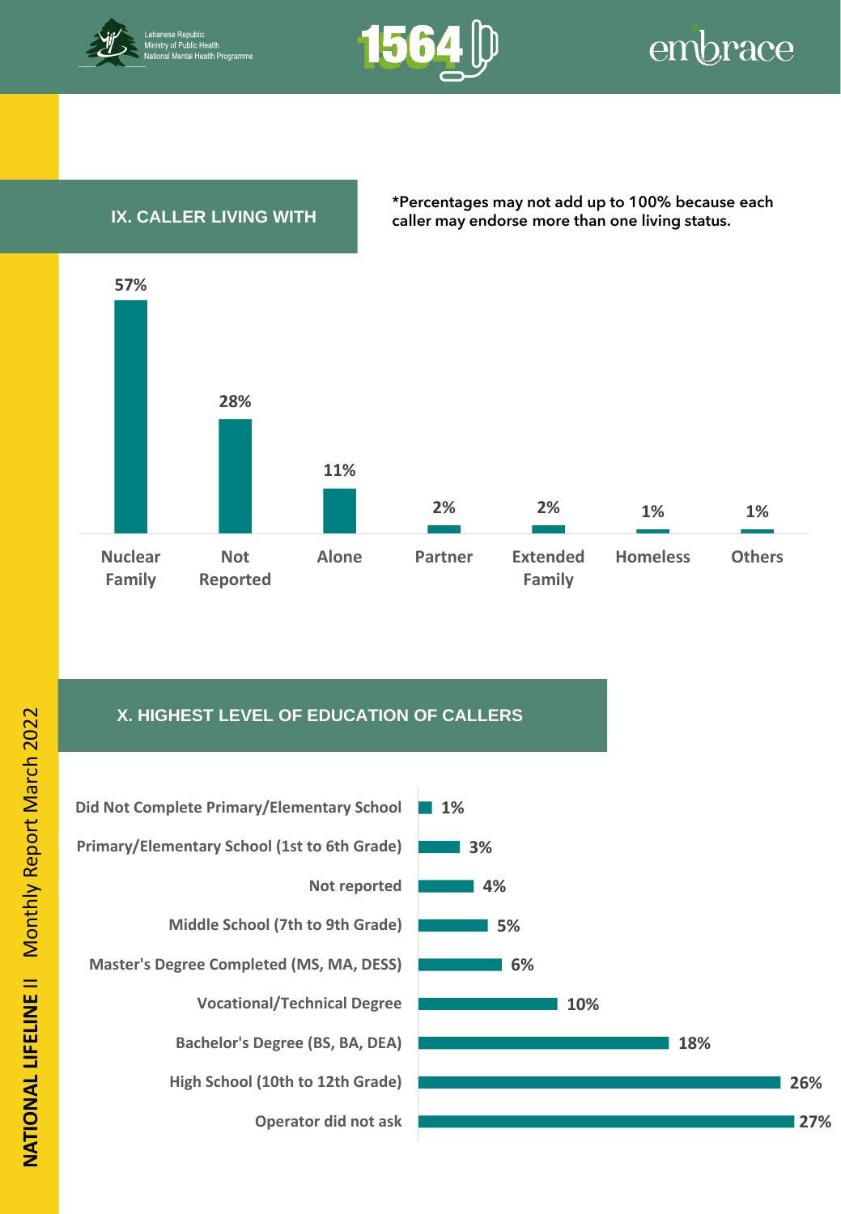## IX. CALLER LIVING WITH

*Percentages may not add up to 100% because each caller may endorse more than one living status.

| Living status | Percentage |
|---|---|
| Nuclear Family | 57% |
| Not Reported | 28% |
| Alone | 11% |
| Partner | 2% |
| Extended Family | 2% |
| Homeless | 1% |
| Others | 1% |

## X. HIGHEST LEVEL OF EDUCATION OF CALLERS

| Education level | Percentage |
|---|---|
| Did Not Complete Primary/Elementary School | 1% |
| Primary/Elementary School (1st to 6th Grade) | 3% |
| Not reported | 4% |
| Middle School (7th to 9th Grade) | 5% |
| Master's Degree Completed (MS, MA, DESS) | 6% |
| Vocational/Technical Degree | 10% |
| Bachelor's Degree (BS, BA, DEA) | 18% |
| High School (10th to 12th Grade) | 26% |
| Operator did not ask | 27% |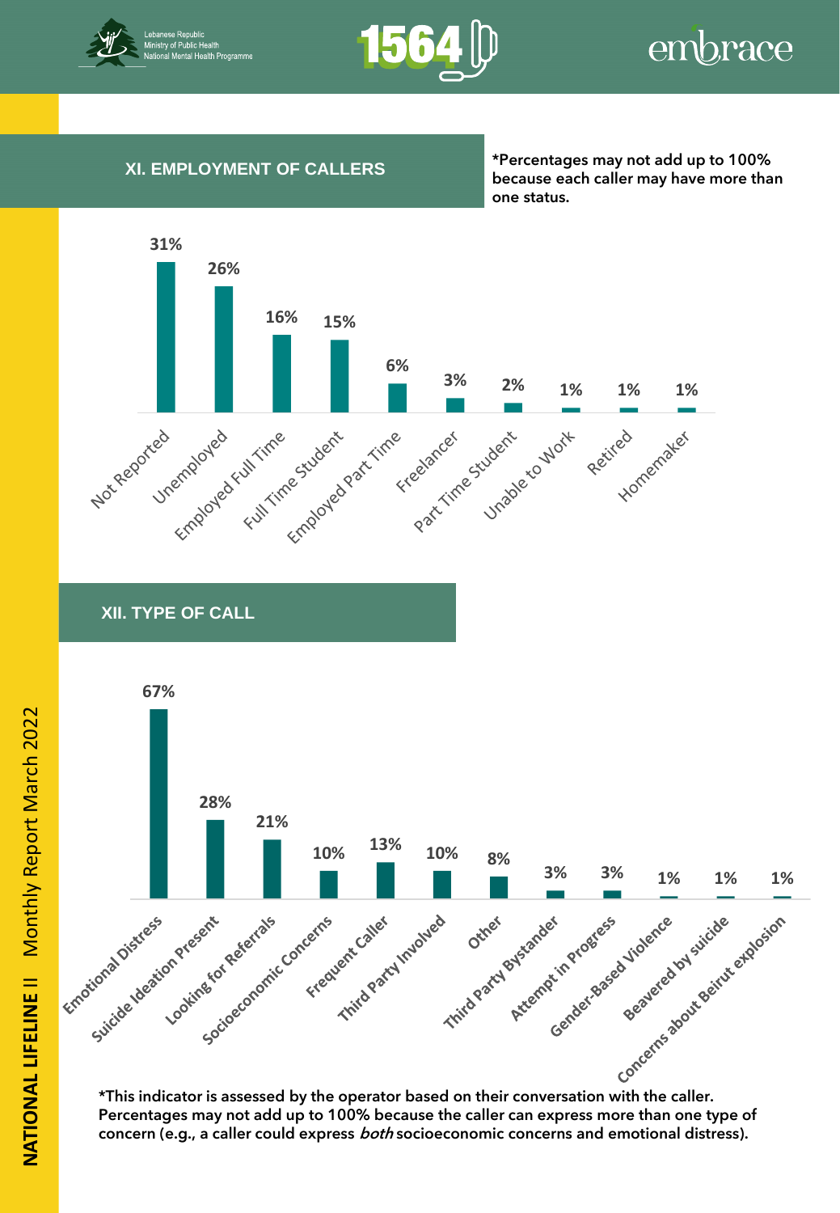## XI. EMPLOYMENT OF CALLERS

*Percentages may not add up to 100% because each caller may have more than one status.

| Employment | Percentage |
|---|---|
| Not Reported | 31% |
| Unemployed | 26% |
| Employed Full Time | 16% |
| Full Time Student | 15% |
| Employed Part Time | 6% |
| Freelancer | 3% |
| Part Time Student | 2% |
| Unable to Work | 1% |
| Retired | 1% |
| Homemaker | 1% |

## XII. TYPE OF CALL

| Type of Call | Percentage |
|---|---|
| Emotional Distress | 67% |
| Suicide Ideation Present | 28% |
| Looking for Referrals | 21% |
| Socioeconomic Concerns | 10% |
| Frequent Caller | 13% |
| Third Party Involved | 10% |
| Other | 8% |
| Third Party Bystander | 3% |
| Attempt in Progress | 3% |
| Gender-Based Violence | 1% |
| Beavered by suicide | 1% |
| Concerns about Beirut explosion | 1% |

*This indicator is assessed by the operator based on their conversation with the caller. Percentages may not add up to 100% because the caller can express more than one type of concern (e.g., a caller could express *both* socioeconomic concerns and emotional distress).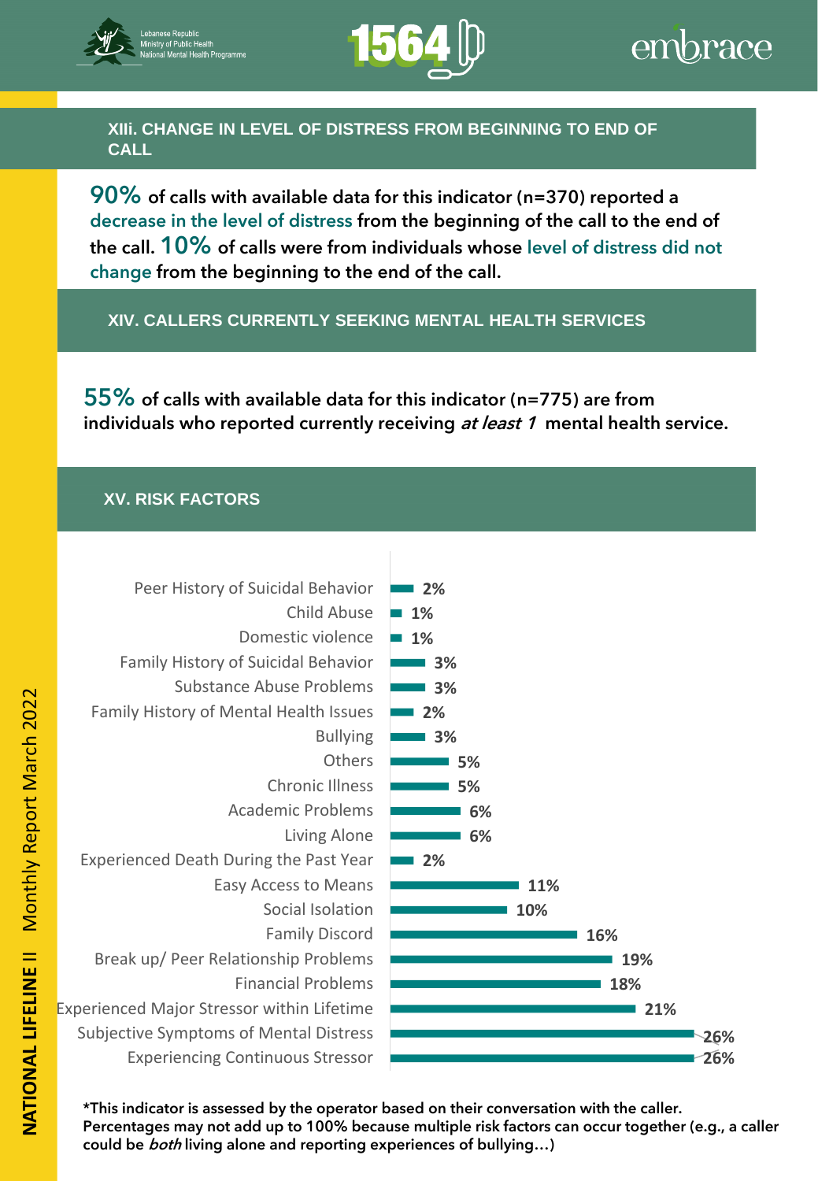## XIIi. CHANGE IN LEVEL OF DISTRESS FROM BEGINNING TO END OF CALL

**90% of calls with available data for this indicator (n=370) reported a decrease in the level of distress from the beginning of the call to the end of the call. 10% of calls were from individuals whose level of distress did not change from the beginning to the end of the call.**

## XIV. CALLERS CURRENTLY SEEKING MENTAL HEALTH SERVICES

**55% of calls with available data for this indicator (n=775) are from individuals who reported currently receiving *at least 1* mental health service.**

## XV. RISK FACTORS

Peer History of Suicidal Behavior 2%
Child Abuse 1%
Domestic violence 1%
Family History of Suicidal Behavior 3%
Substance Abuse Problems 3%
Family History of Mental Health Issues 2%
Bullying 3%
Others 5%
Chronic Illness 5%
Academic Problems 6%
Living Alone 6%
Experienced Death During the Past Year 2%
Easy Access to Means 11%
Social Isolation 10%
Family Discord 16%
Break up/ Peer Relationship Problems 19%
Financial Problems 18%
Experienced Major Stressor within Lifetime 21%
Subjective Symptoms of Mental Distress 26%
Experiencing Continuous Stressor 26%

**\*This indicator is assessed by the operator based on their conversation with the caller. Percentages may not add up to 100% because multiple risk factors can occur together (e.g., a caller could be *both* living alone and reporting experiences of bullying…)**